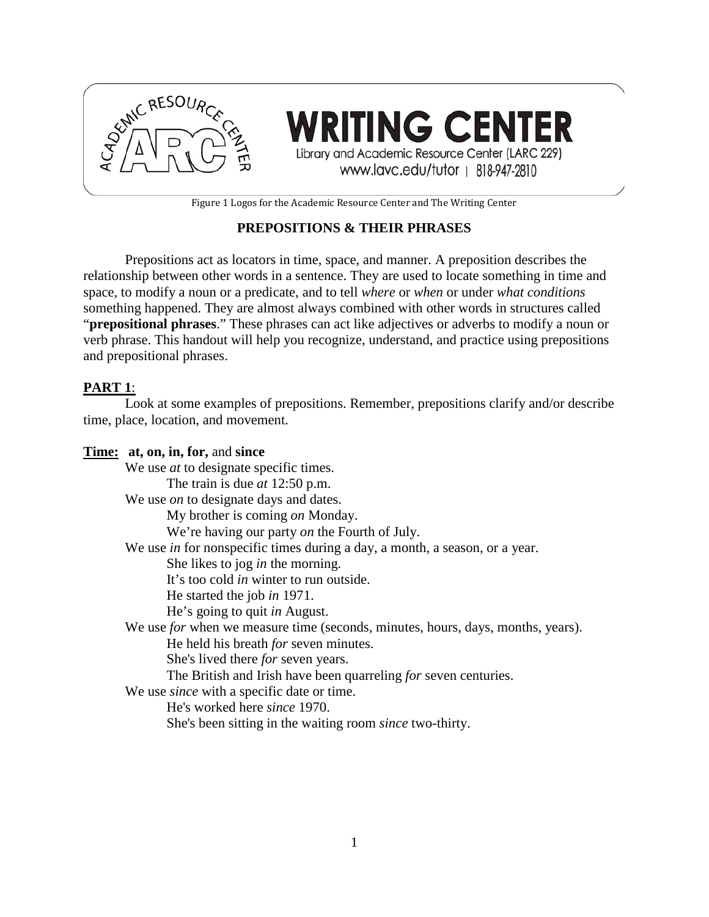**WRITING CENTER**

Library and Academic Resource Center (LARC 229)
www.lavc.edu/tutor | 818-947-2810

Figure 1 Logos for the Academic Resource Center and The Writing Center

## PREPOSITIONS & THEIR PHRASES

Prepositions act as locators in time, space, and manner. A preposition describes the relationship between other words in a sentence. They are used to locate something in time and space, to modify a noun or a predicate, and to tell *where* or *when* or under *what conditions* something happened. They are almost always combined with other words in structures called "**prepositional phrases**." These phrases can act like adjectives or adverbs to modify a noun or verb phrase. This handout will help you recognize, understand, and practice using prepositions and prepositional phrases.

### PART 1:

Look at some examples of prepositions. Remember, prepositions clarify and/or describe time, place, location, and movement.

**Time: at, on, in, for,** and **since**

We use *at* to designate specific times.

- The train is due *at* 12:50 p.m.

We use *on* to designate days and dates.

- My brother is coming *on* Monday.
- We're having our party *on* the Fourth of July.

We use *in* for nonspecific times during a day, a month, a season, or a year.

- She likes to jog *in* the morning.
- It's too cold *in* winter to run outside.
- He started the job *in* 1971.
- He's going to quit *in* August.

We use *for* when we measure time (seconds, minutes, hours, days, months, years).

- He held his breath *for* seven minutes.
- She's lived there *for* seven years.
- The British and Irish have been quarreling *for* seven centuries.

We use *since* with a specific date or time.

- He's worked here *since* 1970.
- She's been sitting in the waiting room *since* two-thirty.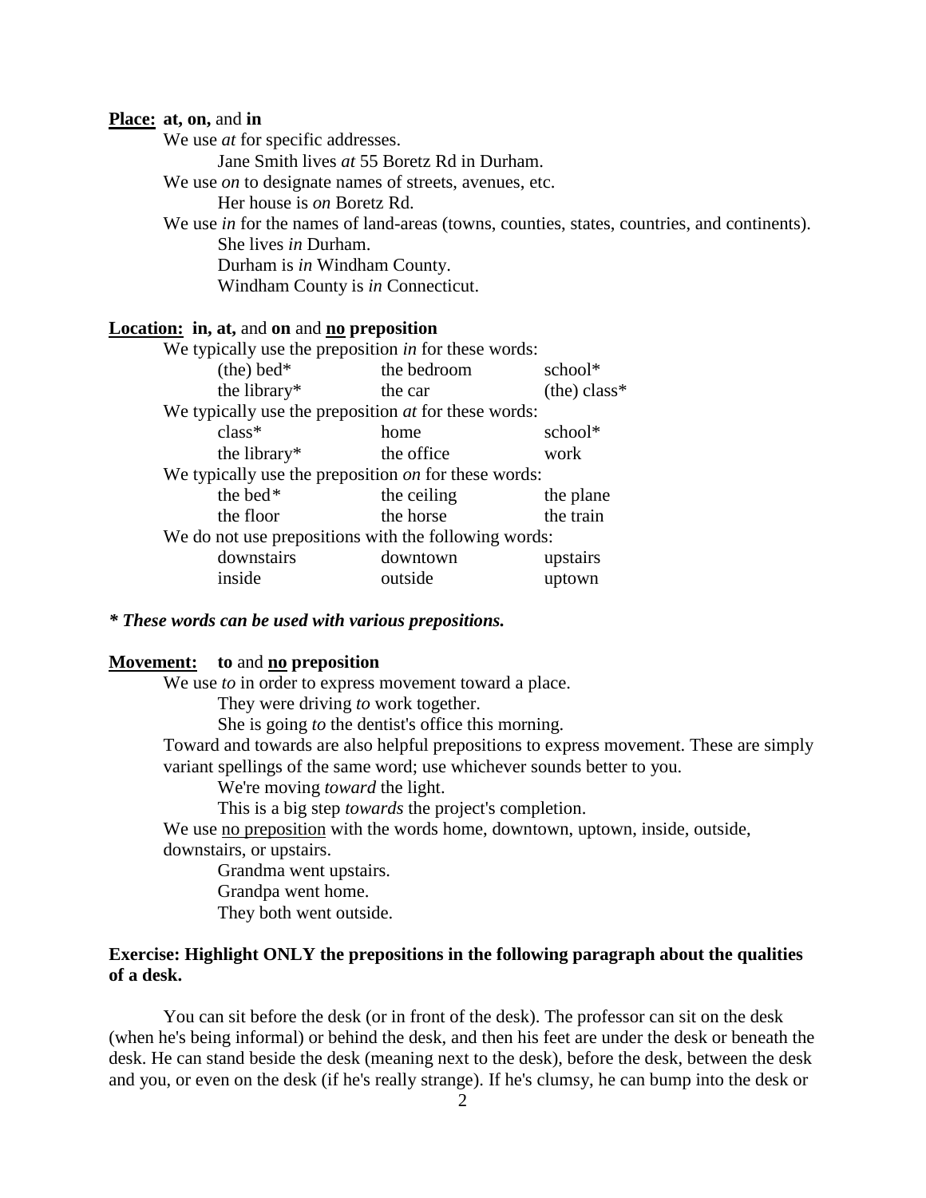**<u>Place:</u> at, on,** and **in**

We use *at* for specific addresses.

Jane Smith lives *at* 55 Boretz Rd in Durham.

We use *on* to designate names of streets, avenues, etc.

Her house is *on* Boretz Rd.

We use *in* for the names of land-areas (towns, counties, states, countries, and continents).

She lives *in* Durham.

Durham is *in* Windham County.

Windham County is *in* Connecticut.

**<u>Location:</u> in, at,** and **on** and **<u>no</u> preposition**

We typically use the preposition *in* for these words:

| | | |
|---|---|---|
| (the) bed* | the bedroom | school* |
| the library* | the car | (the) class* |

We typically use the preposition *at* for these words:

| | | |
|---|---|---|
| class* | home | school* |
| the library* | the office | work |

We typically use the preposition *on* for these words:

| | | |
|---|---|---|
| the bed* | the ceiling | the plane |
| the floor | the horse | the train |

We do not use prepositions with the following words:

| | | |
|---|---|---|
| downstairs | downtown | upstairs |
| inside | outside | uptown |

***\* These words can be used with various prepositions.***

**<u>Movement:</u> to** and **<u>no</u> preposition**

We use *to* in order to express movement toward a place.

They were driving *to* work together.

She is going *to* the dentist's office this morning.

Toward and towards are also helpful prepositions to express movement. These are simply variant spellings of the same word; use whichever sounds better to you.

We're moving *toward* the light.

This is a big step *towards* the project's completion.

We use <u>no preposition</u> with the words home, downtown, uptown, inside, outside, downstairs, or upstairs.

Grandma went upstairs.

Grandpa went home.

They both went outside.

**Exercise: Highlight ONLY the prepositions in the following paragraph about the qualities of a desk.**

You can sit before the desk (or in front of the desk). The professor can sit on the desk (when he's being informal) or behind the desk, and then his feet are under the desk or beneath the desk. He can stand beside the desk (meaning next to the desk), before the desk, between the desk and you, or even on the desk (if he's really strange). If he's clumsy, he can bump into the desk or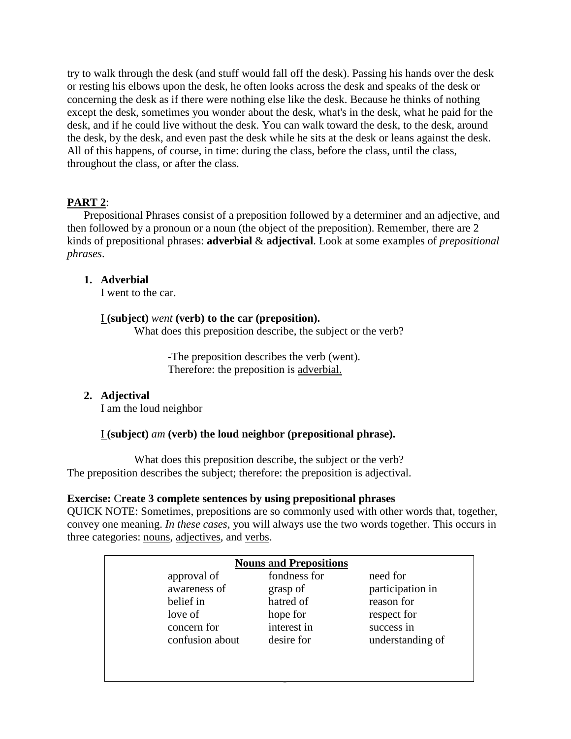try to walk through the desk (and stuff would fall off the desk). Passing his hands over the desk or resting his elbows upon the desk, he often looks across the desk and speaks of the desk or concerning the desk as if there were nothing else like the desk. Because he thinks of nothing except the desk, sometimes you wonder about the desk, what's in the desk, what he paid for the desk, and if he could live without the desk. You can walk toward the desk, to the desk, around the desk, by the desk, and even past the desk while he sits at the desk or leans against the desk. All of this happens, of course, in time: during the class, before the class, until the class, throughout the class, or after the class.

## PART 2:

Prepositional Phrases consist of a preposition followed by a determiner and an adjective, and then followed by a pronoun or a noun (the object of the preposition). Remember, there are 2 kinds of prepositional phrases: **adverbial** & **adjectival**. Look at some examples of *prepositional phrases*.

1. **Adverbial**
   I went to the car.

   I **(subject)** *went* **(verb) to the car (preposition).**
   What does this preposition describe, the subject or the verb?

   -The preposition describes the verb (went).
   Therefore: the preposition is adverbial.

2. **Adjectival**
   I am the loud neighbor

   I **(subject)** *am* **(verb) the loud neighbor (prepositional phrase).**

   What does this preposition describe, the subject or the verb?
   The preposition describes the subject; therefore: the preposition is adjectival.

**Exercise:** C**reate 3 complete sentences by using prepositional phrases**

QUICK NOTE: Sometimes, prepositions are so commonly used with other words that, together, convey one meaning. *In these cases*, you will always use the two words together. This occurs in three categories: nouns, adjectives, and verbs.

| **Nouns and Prepositions** | | |
|---|---|---|
| approval of | fondness for | need for |
| awareness of | grasp of | participation in |
| belief in | hatred of | reason for |
| love of | hope for | respect for |
| concern for | interest in | success in |
| confusion about | desire for | understanding of |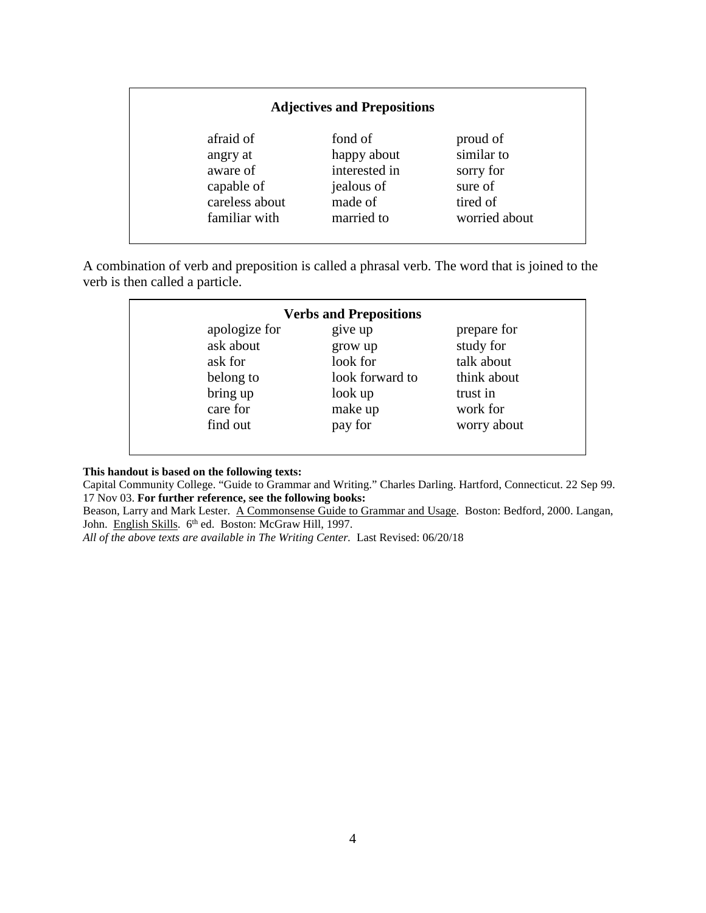**Adjectives and Prepositions**

| | | |
|---|---|---|
| afraid of | fond of | proud of |
| angry at | happy about | similar to |
| aware of | interested in | sorry for |
| capable of | jealous of | sure of |
| careless about | made of | tired of |
| familiar with | married to | worried about |

A combination of verb and preposition is called a phrasal verb. The word that is joined to the verb is then called a particle.

**Verbs and Prepositions**

| | | |
|---|---|---|
| apologize for | give up | prepare for |
| ask about | grow up | study for |
| ask for | look for | talk about |
| belong to | look forward to | think about |
| bring up | look up | trust in |
| care for | make up | work for |
| find out | pay for | worry about |

**This handout is based on the following texts:**
Capital Community College. "Guide to Grammar and Writing." Charles Darling. Hartford, Connecticut. 22 Sep 99. 17 Nov 03. **For further reference, see the following books:**
Beason, Larry and Mark Lester. A Commonsense Guide to Grammar and Usage. Boston: Bedford, 2000. Langan, John. English Skills. 6th ed. Boston: McGraw Hill, 1997.
*All of the above texts are available in The Writing Center.* Last Revised: 06/20/18